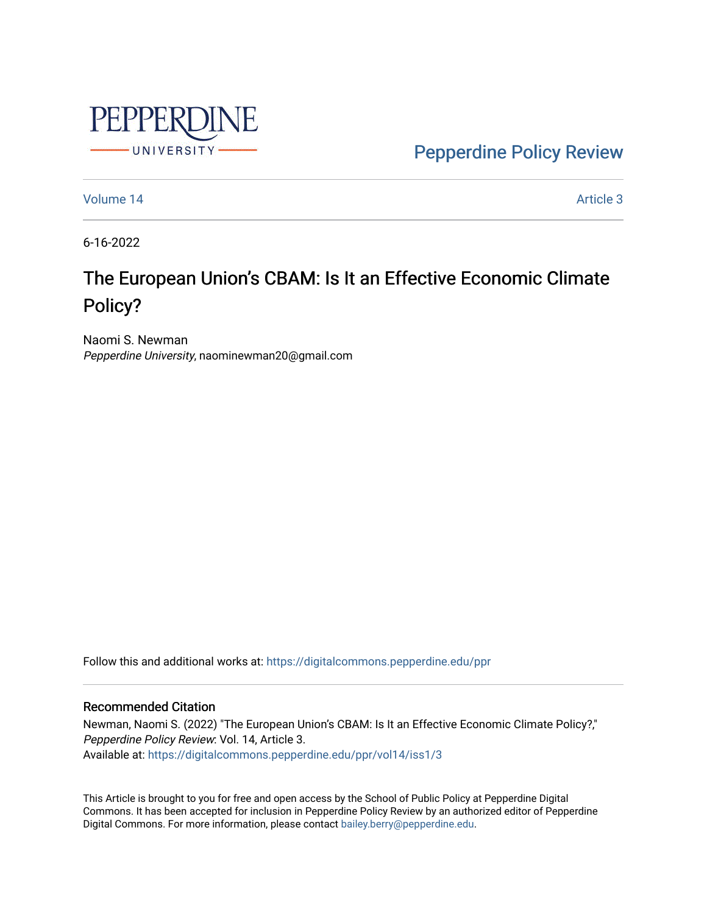Pepperdine Policy Review

Volume 14 Article 3

6-16-2022

# The European Union's CBAM: Is It an Effective Economic Climate Policy?

Naomi S. Newman
*Pepperdine University*, naominewman20@gmail.com

Follow this and additional works at: https://digitalcommons.pepperdine.edu/ppr

## Recommended Citation

Newman, Naomi S. (2022) "The European Union's CBAM: Is It an Effective Economic Climate Policy?," *Pepperdine Policy Review*: Vol. 14, Article 3.
Available at: https://digitalcommons.pepperdine.edu/ppr/vol14/iss1/3

This Article is brought to you for free and open access by the School of Public Policy at Pepperdine Digital Commons. It has been accepted for inclusion in Pepperdine Policy Review by an authorized editor of Pepperdine Digital Commons. For more information, please contact bailey.berry@pepperdine.edu.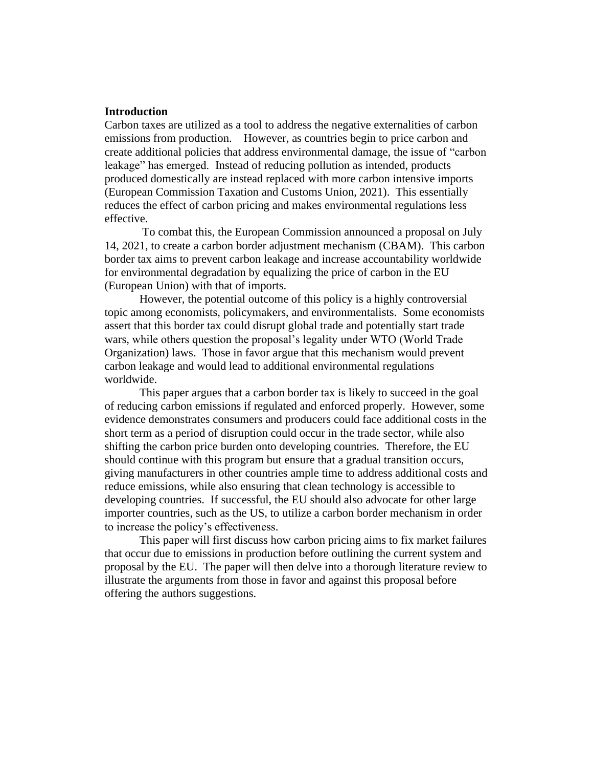**Introduction**

Carbon taxes are utilized as a tool to address the negative externalities of carbon emissions from production. However, as countries begin to price carbon and create additional policies that address environmental damage, the issue of "carbon leakage" has emerged. Instead of reducing pollution as intended, products produced domestically are instead replaced with more carbon intensive imports (European Commission Taxation and Customs Union, 2021). This essentially reduces the effect of carbon pricing and makes environmental regulations less effective.

To combat this, the European Commission announced a proposal on July 14, 2021, to create a carbon border adjustment mechanism (CBAM). This carbon border tax aims to prevent carbon leakage and increase accountability worldwide for environmental degradation by equalizing the price of carbon in the EU (European Union) with that of imports.

However, the potential outcome of this policy is a highly controversial topic among economists, policymakers, and environmentalists. Some economists assert that this border tax could disrupt global trade and potentially start trade wars, while others question the proposal's legality under WTO (World Trade Organization) laws. Those in favor argue that this mechanism would prevent carbon leakage and would lead to additional environmental regulations worldwide.

This paper argues that a carbon border tax is likely to succeed in the goal of reducing carbon emissions if regulated and enforced properly. However, some evidence demonstrates consumers and producers could face additional costs in the short term as a period of disruption could occur in the trade sector, while also shifting the carbon price burden onto developing countries. Therefore, the EU should continue with this program but ensure that a gradual transition occurs, giving manufacturers in other countries ample time to address additional costs and reduce emissions, while also ensuring that clean technology is accessible to developing countries. If successful, the EU should also advocate for other large importer countries, such as the US, to utilize a carbon border mechanism in order to increase the policy's effectiveness.

This paper will first discuss how carbon pricing aims to fix market failures that occur due to emissions in production before outlining the current system and proposal by the EU. The paper will then delve into a thorough literature review to illustrate the arguments from those in favor and against this proposal before offering the authors suggestions.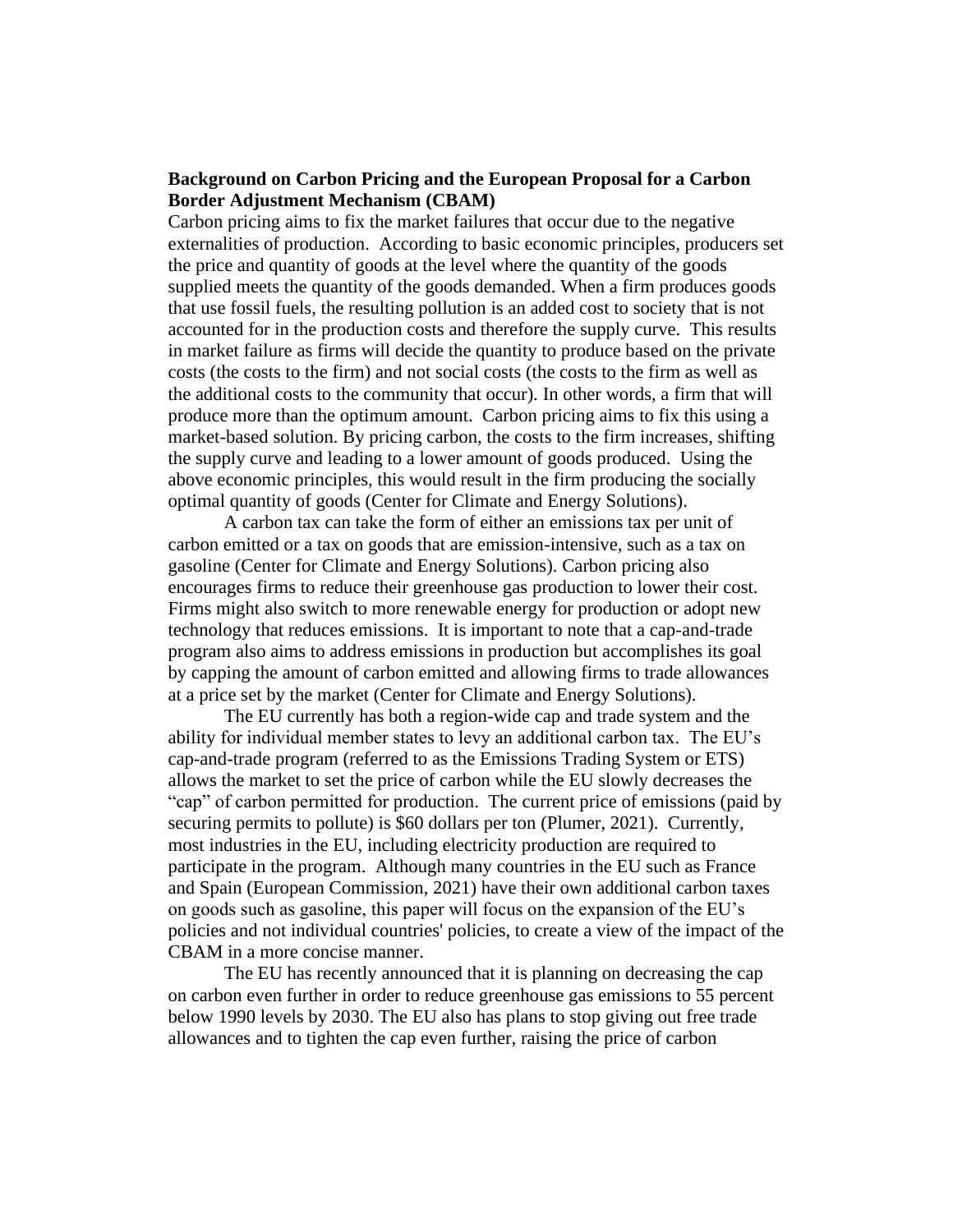**Background on Carbon Pricing and the European Proposal for a Carbon Border Adjustment Mechanism (CBAM)**

Carbon pricing aims to fix the market failures that occur due to the negative externalities of production. According to basic economic principles, producers set the price and quantity of goods at the level where the quantity of the goods supplied meets the quantity of the goods demanded. When a firm produces goods that use fossil fuels, the resulting pollution is an added cost to society that is not accounted for in the production costs and therefore the supply curve. This results in market failure as firms will decide the quantity to produce based on the private costs (the costs to the firm) and not social costs (the costs to the firm as well as the additional costs to the community that occur). In other words, a firm that will produce more than the optimum amount. Carbon pricing aims to fix this using a market-based solution. By pricing carbon, the costs to the firm increases, shifting the supply curve and leading to a lower amount of goods produced. Using the above economic principles, this would result in the firm producing the socially optimal quantity of goods (Center for Climate and Energy Solutions).

A carbon tax can take the form of either an emissions tax per unit of carbon emitted or a tax on goods that are emission-intensive, such as a tax on gasoline (Center for Climate and Energy Solutions). Carbon pricing also encourages firms to reduce their greenhouse gas production to lower their cost. Firms might also switch to more renewable energy for production or adopt new technology that reduces emissions. It is important to note that a cap-and-trade program also aims to address emissions in production but accomplishes its goal by capping the amount of carbon emitted and allowing firms to trade allowances at a price set by the market (Center for Climate and Energy Solutions).

The EU currently has both a region-wide cap and trade system and the ability for individual member states to levy an additional carbon tax. The EU's cap-and-trade program (referred to as the Emissions Trading System or ETS) allows the market to set the price of carbon while the EU slowly decreases the "cap" of carbon permitted for production. The current price of emissions (paid by securing permits to pollute) is $60 dollars per ton (Plumer, 2021). Currently, most industries in the EU, including electricity production are required to participate in the program. Although many countries in the EU such as France and Spain (European Commission, 2021) have their own additional carbon taxes on goods such as gasoline, this paper will focus on the expansion of the EU's policies and not individual countries' policies, to create a view of the impact of the CBAM in a more concise manner.

The EU has recently announced that it is planning on decreasing the cap on carbon even further in order to reduce greenhouse gas emissions to 55 percent below 1990 levels by 2030. The EU also has plans to stop giving out free trade allowances and to tighten the cap even further, raising the price of carbon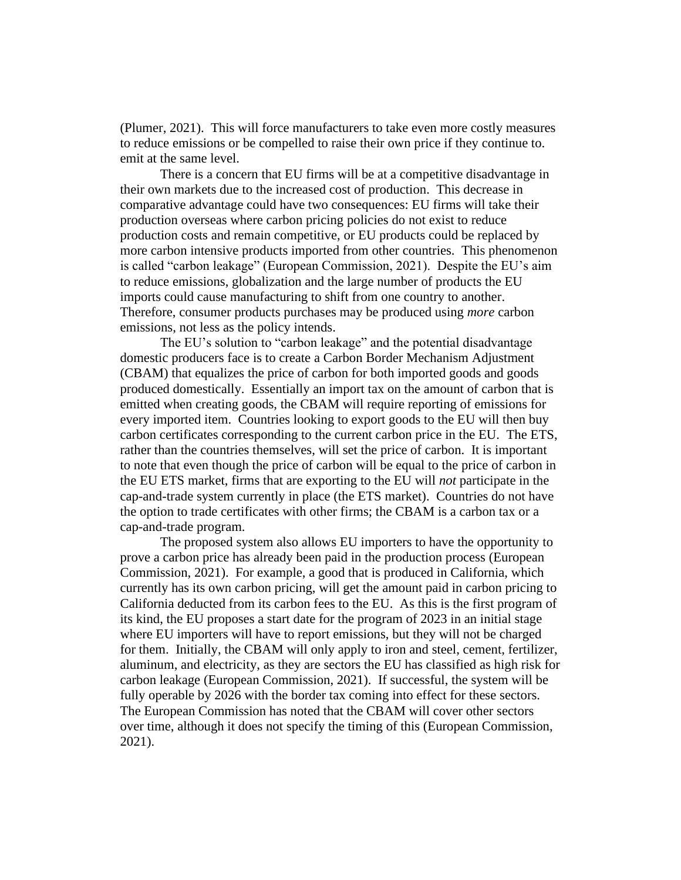(Plumer, 2021). This will force manufacturers to take even more costly measures to reduce emissions or be compelled to raise their own price if they continue to. emit at the same level.

There is a concern that EU firms will be at a competitive disadvantage in their own markets due to the increased cost of production. This decrease in comparative advantage could have two consequences: EU firms will take their production overseas where carbon pricing policies do not exist to reduce production costs and remain competitive, or EU products could be replaced by more carbon intensive products imported from other countries. This phenomenon is called "carbon leakage" (European Commission, 2021). Despite the EU's aim to reduce emissions, globalization and the large number of products the EU imports could cause manufacturing to shift from one country to another. Therefore, consumer products purchases may be produced using *more* carbon emissions, not less as the policy intends.

The EU's solution to "carbon leakage" and the potential disadvantage domestic producers face is to create a Carbon Border Mechanism Adjustment (CBAM) that equalizes the price of carbon for both imported goods and goods produced domestically. Essentially an import tax on the amount of carbon that is emitted when creating goods, the CBAM will require reporting of emissions for every imported item. Countries looking to export goods to the EU will then buy carbon certificates corresponding to the current carbon price in the EU. The ETS, rather than the countries themselves, will set the price of carbon. It is important to note that even though the price of carbon will be equal to the price of carbon in the EU ETS market, firms that are exporting to the EU will *not* participate in the cap-and-trade system currently in place (the ETS market). Countries do not have the option to trade certificates with other firms; the CBAM is a carbon tax or a cap-and-trade program.

The proposed system also allows EU importers to have the opportunity to prove a carbon price has already been paid in the production process (European Commission, 2021). For example, a good that is produced in California, which currently has its own carbon pricing, will get the amount paid in carbon pricing to California deducted from its carbon fees to the EU. As this is the first program of its kind, the EU proposes a start date for the program of 2023 in an initial stage where EU importers will have to report emissions, but they will not be charged for them. Initially, the CBAM will only apply to iron and steel, cement, fertilizer, aluminum, and electricity, as they are sectors the EU has classified as high risk for carbon leakage (European Commission, 2021). If successful, the system will be fully operable by 2026 with the border tax coming into effect for these sectors. The European Commission has noted that the CBAM will cover other sectors over time, although it does not specify the timing of this (European Commission, 2021).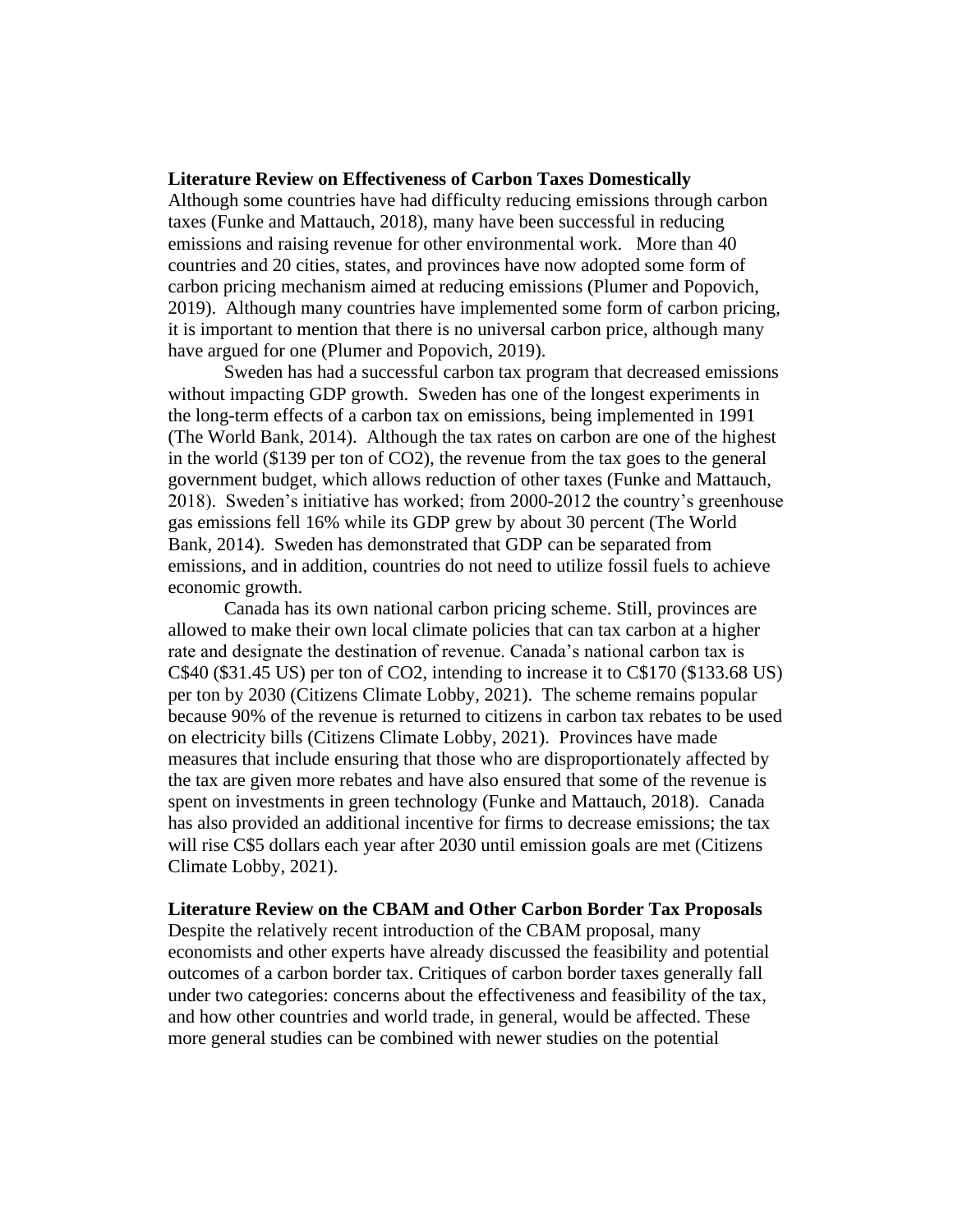**Literature Review on Effectiveness of Carbon Taxes Domestically**

Although some countries have had difficulty reducing emissions through carbon taxes (Funke and Mattauch, 2018), many have been successful in reducing emissions and raising revenue for other environmental work. More than 40 countries and 20 cities, states, and provinces have now adopted some form of carbon pricing mechanism aimed at reducing emissions (Plumer and Popovich, 2019). Although many countries have implemented some form of carbon pricing, it is important to mention that there is no universal carbon price, although many have argued for one (Plumer and Popovich, 2019).

Sweden has had a successful carbon tax program that decreased emissions without impacting GDP growth. Sweden has one of the longest experiments in the long-term effects of a carbon tax on emissions, being implemented in 1991 (The World Bank, 2014). Although the tax rates on carbon are one of the highest in the world ($139 per ton of $CO_2$), the revenue from the tax goes to the general government budget, which allows reduction of other taxes (Funke and Mattauch, 2018). Sweden's initiative has worked; from 2000-2012 the country's greenhouse gas emissions fell 16% while its GDP grew by about 30 percent (The World Bank, 2014). Sweden has demonstrated that GDP can be separated from emissions, and in addition, countries do not need to utilize fossil fuels to achieve economic growth.

Canada has its own national carbon pricing scheme. Still, provinces are allowed to make their own local climate policies that can tax carbon at a higher rate and designate the destination of revenue. Canada's national carbon tax is C$40 ($31.45 US) per ton of $CO_2$, intending to increase it to C$170 ($133.68 US) per ton by 2030 (Citizens Climate Lobby, 2021). The scheme remains popular because 90% of the revenue is returned to citizens in carbon tax rebates to be used on electricity bills (Citizens Climate Lobby, 2021). Provinces have made measures that include ensuring that those who are disproportionately affected by the tax are given more rebates and have also ensured that some of the revenue is spent on investments in green technology (Funke and Mattauch, 2018). Canada has also provided an additional incentive for firms to decrease emissions; the tax will rise C$5 dollars each year after 2030 until emission goals are met (Citizens Climate Lobby, 2021).

**Literature Review on the CBAM and Other Carbon Border Tax Proposals**

Despite the relatively recent introduction of the CBAM proposal, many economists and other experts have already discussed the feasibility and potential outcomes of a carbon border tax. Critiques of carbon border taxes generally fall under two categories: concerns about the effectiveness and feasibility of the tax, and how other countries and world trade, in general, would be affected. These more general studies can be combined with newer studies on the potential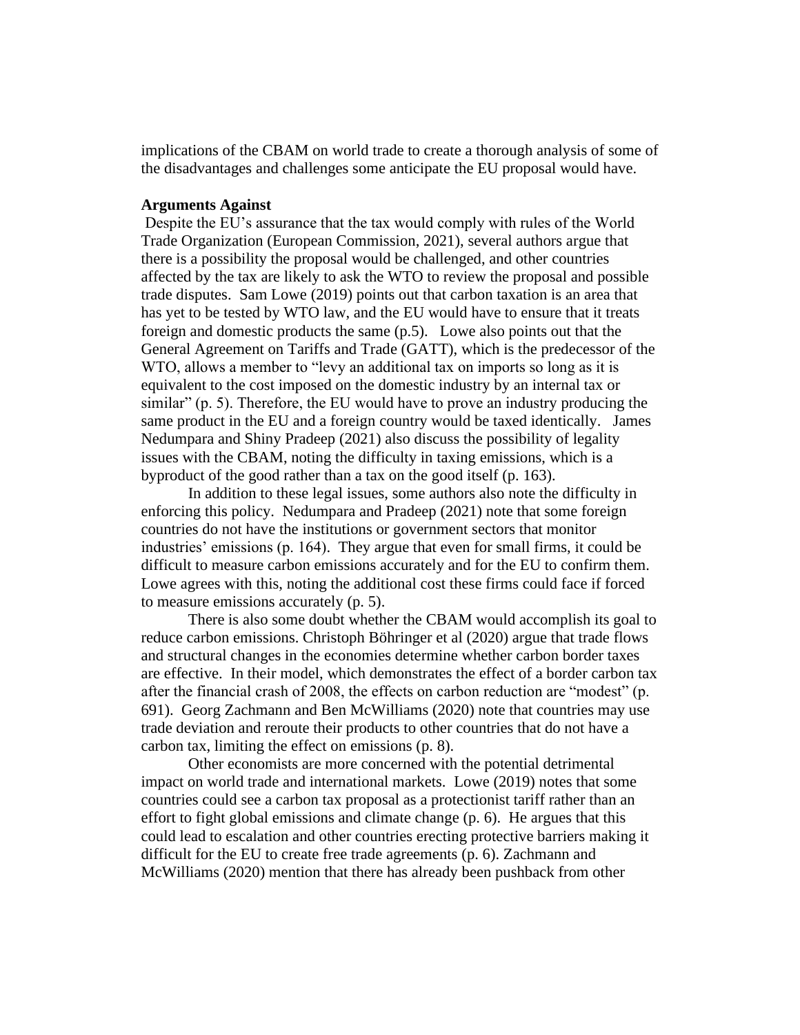implications of the CBAM on world trade to create a thorough analysis of some of the disadvantages and challenges some anticipate the EU proposal would have.

**Arguments Against**

Despite the EU's assurance that the tax would comply with rules of the World Trade Organization (European Commission, 2021), several authors argue that there is a possibility the proposal would be challenged, and other countries affected by the tax are likely to ask the WTO to review the proposal and possible trade disputes. Sam Lowe (2019) points out that carbon taxation is an area that has yet to be tested by WTO law, and the EU would have to ensure that it treats foreign and domestic products the same (p.5). Lowe also points out that the General Agreement on Tariffs and Trade (GATT), which is the predecessor of the WTO, allows a member to "levy an additional tax on imports so long as it is equivalent to the cost imposed on the domestic industry by an internal tax or similar" (p. 5). Therefore, the EU would have to prove an industry producing the same product in the EU and a foreign country would be taxed identically. James Nedumpara and Shiny Pradeep (2021) also discuss the possibility of legality issues with the CBAM, noting the difficulty in taxing emissions, which is a byproduct of the good rather than a tax on the good itself (p. 163).

In addition to these legal issues, some authors also note the difficulty in enforcing this policy. Nedumpara and Pradeep (2021) note that some foreign countries do not have the institutions or government sectors that monitor industries' emissions (p. 164). They argue that even for small firms, it could be difficult to measure carbon emissions accurately and for the EU to confirm them. Lowe agrees with this, noting the additional cost these firms could face if forced to measure emissions accurately (p. 5).

There is also some doubt whether the CBAM would accomplish its goal to reduce carbon emissions. Christoph Böhringer et al (2020) argue that trade flows and structural changes in the economies determine whether carbon border taxes are effective. In their model, which demonstrates the effect of a border carbon tax after the financial crash of 2008, the effects on carbon reduction are "modest" (p. 691). Georg Zachmann and Ben McWilliams (2020) note that countries may use trade deviation and reroute their products to other countries that do not have a carbon tax, limiting the effect on emissions (p. 8).

Other economists are more concerned with the potential detrimental impact on world trade and international markets. Lowe (2019) notes that some countries could see a carbon tax proposal as a protectionist tariff rather than an effort to fight global emissions and climate change (p. 6). He argues that this could lead to escalation and other countries erecting protective barriers making it difficult for the EU to create free trade agreements (p. 6). Zachmann and McWilliams (2020) mention that there has already been pushback from other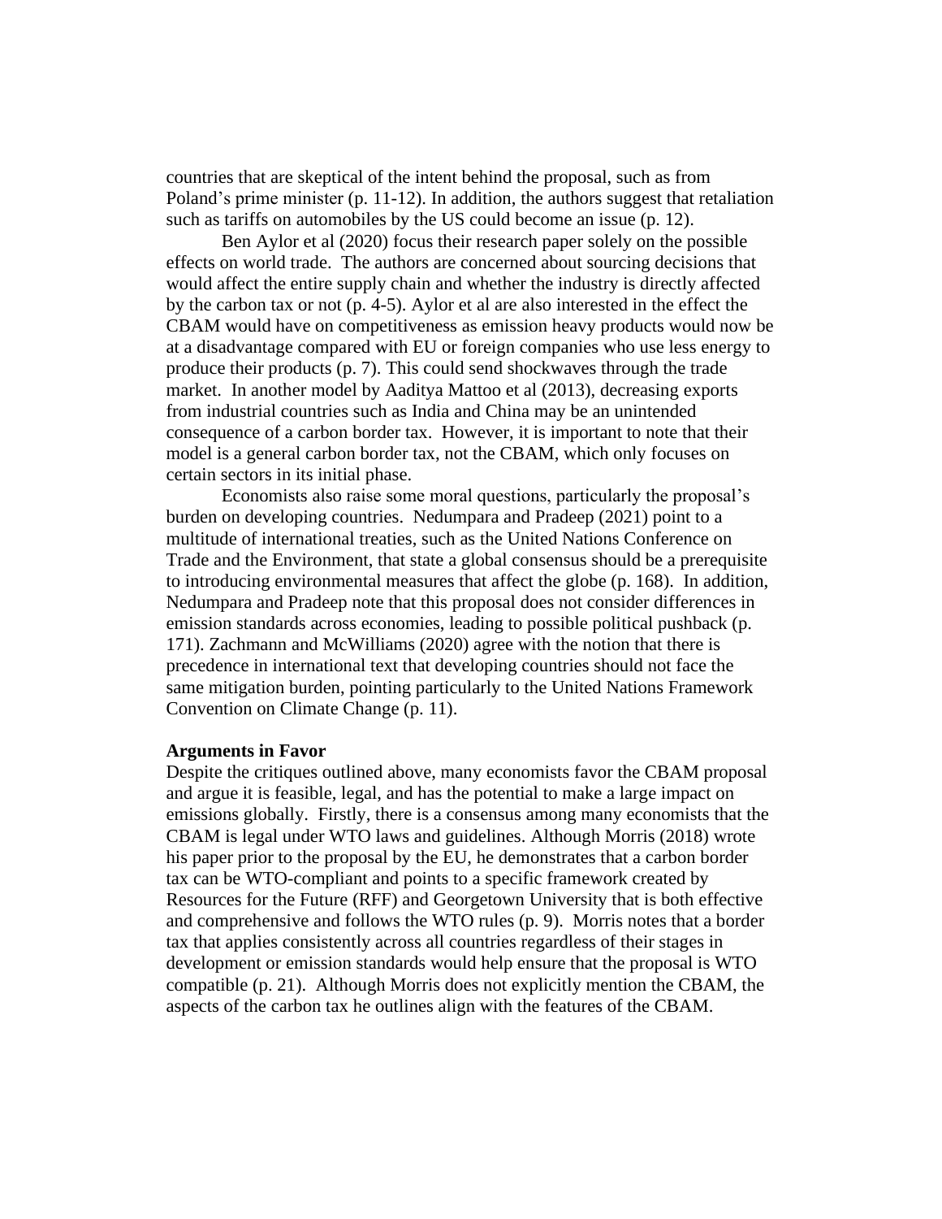countries that are skeptical of the intent behind the proposal, such as from Poland's prime minister (p. 11-12). In addition, the authors suggest that retaliation such as tariffs on automobiles by the US could become an issue (p. 12).

Ben Aylor et al (2020) focus their research paper solely on the possible effects on world trade. The authors are concerned about sourcing decisions that would affect the entire supply chain and whether the industry is directly affected by the carbon tax or not (p. 4-5). Aylor et al are also interested in the effect the CBAM would have on competitiveness as emission heavy products would now be at a disadvantage compared with EU or foreign companies who use less energy to produce their products (p. 7). This could send shockwaves through the trade market. In another model by Aaditya Mattoo et al (2013), decreasing exports from industrial countries such as India and China may be an unintended consequence of a carbon border tax. However, it is important to note that their model is a general carbon border tax, not the CBAM, which only focuses on certain sectors in its initial phase.

Economists also raise some moral questions, particularly the proposal's burden on developing countries. Nedumpara and Pradeep (2021) point to a multitude of international treaties, such as the United Nations Conference on Trade and the Environment, that state a global consensus should be a prerequisite to introducing environmental measures that affect the globe (p. 168). In addition, Nedumpara and Pradeep note that this proposal does not consider differences in emission standards across economies, leading to possible political pushback (p. 171). Zachmann and McWilliams (2020) agree with the notion that there is precedence in international text that developing countries should not face the same mitigation burden, pointing particularly to the United Nations Framework Convention on Climate Change (p. 11).

**Arguments in Favor**

Despite the critiques outlined above, many economists favor the CBAM proposal and argue it is feasible, legal, and has the potential to make a large impact on emissions globally. Firstly, there is a consensus among many economists that the CBAM is legal under WTO laws and guidelines. Although Morris (2018) wrote his paper prior to the proposal by the EU, he demonstrates that a carbon border tax can be WTO-compliant and points to a specific framework created by Resources for the Future (RFF) and Georgetown University that is both effective and comprehensive and follows the WTO rules (p. 9). Morris notes that a border tax that applies consistently across all countries regardless of their stages in development or emission standards would help ensure that the proposal is WTO compatible (p. 21). Although Morris does not explicitly mention the CBAM, the aspects of the carbon tax he outlines align with the features of the CBAM.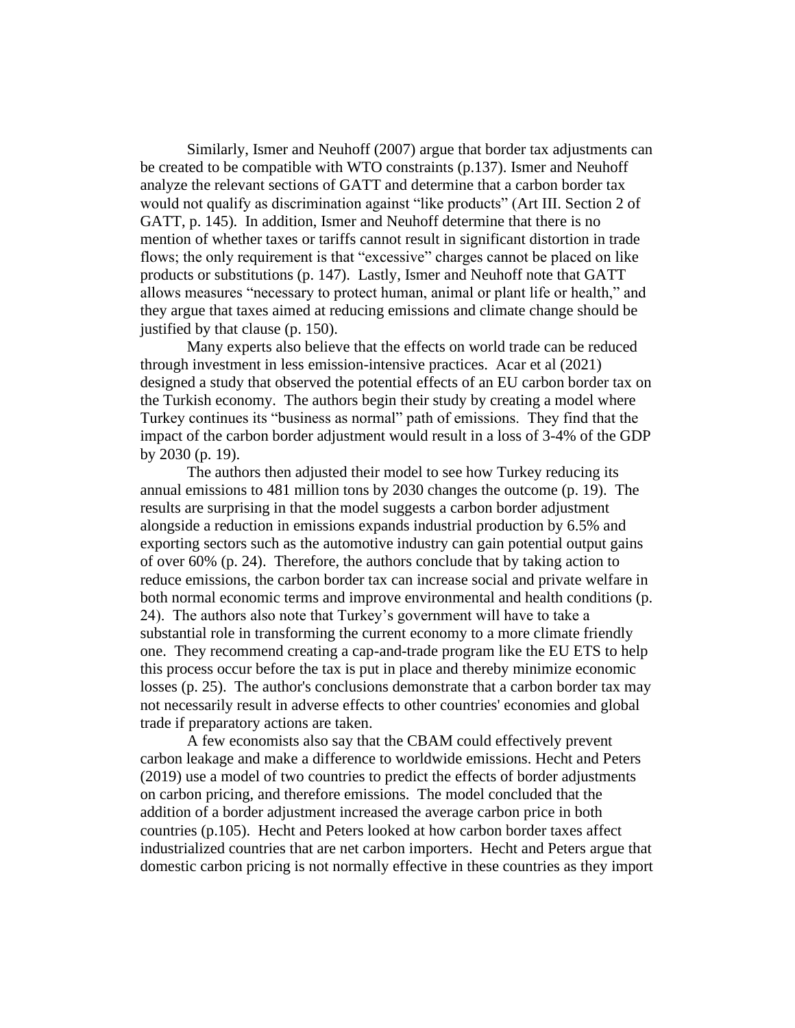Similarly, Ismer and Neuhoff (2007) argue that border tax adjustments can be created to be compatible with WTO constraints (p.137). Ismer and Neuhoff analyze the relevant sections of GATT and determine that a carbon border tax would not qualify as discrimination against "like products" (Art III. Section 2 of GATT, p. 145). In addition, Ismer and Neuhoff determine that there is no mention of whether taxes or tariffs cannot result in significant distortion in trade flows; the only requirement is that "excessive" charges cannot be placed on like products or substitutions (p. 147). Lastly, Ismer and Neuhoff note that GATT allows measures "necessary to protect human, animal or plant life or health," and they argue that taxes aimed at reducing emissions and climate change should be justified by that clause (p. 150).

Many experts also believe that the effects on world trade can be reduced through investment in less emission-intensive practices. Acar et al (2021) designed a study that observed the potential effects of an EU carbon border tax on the Turkish economy. The authors begin their study by creating a model where Turkey continues its "business as normal" path of emissions. They find that the impact of the carbon border adjustment would result in a loss of 3-4% of the GDP by 2030 (p. 19).

The authors then adjusted their model to see how Turkey reducing its annual emissions to 481 million tons by 2030 changes the outcome (p. 19). The results are surprising in that the model suggests a carbon border adjustment alongside a reduction in emissions expands industrial production by 6.5% and exporting sectors such as the automotive industry can gain potential output gains of over 60% (p. 24). Therefore, the authors conclude that by taking action to reduce emissions, the carbon border tax can increase social and private welfare in both normal economic terms and improve environmental and health conditions (p. 24). The authors also note that Turkey's government will have to take a substantial role in transforming the current economy to a more climate friendly one. They recommend creating a cap-and-trade program like the EU ETS to help this process occur before the tax is put in place and thereby minimize economic losses (p. 25). The author's conclusions demonstrate that a carbon border tax may not necessarily result in adverse effects to other countries' economies and global trade if preparatory actions are taken.

A few economists also say that the CBAM could effectively prevent carbon leakage and make a difference to worldwide emissions. Hecht and Peters (2019) use a model of two countries to predict the effects of border adjustments on carbon pricing, and therefore emissions. The model concluded that the addition of a border adjustment increased the average carbon price in both countries (p.105). Hecht and Peters looked at how carbon border taxes affect industrialized countries that are net carbon importers. Hecht and Peters argue that domestic carbon pricing is not normally effective in these countries as they import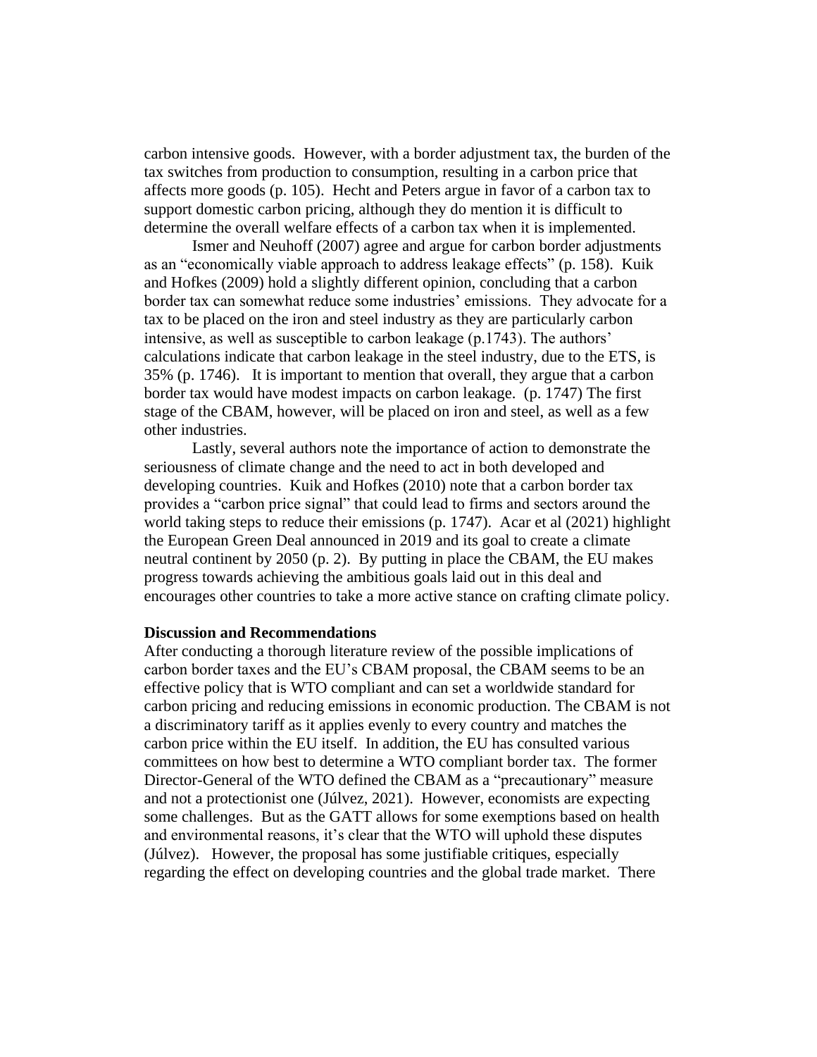carbon intensive goods. However, with a border adjustment tax, the burden of the tax switches from production to consumption, resulting in a carbon price that affects more goods (p. 105). Hecht and Peters argue in favor of a carbon tax to support domestic carbon pricing, although they do mention it is difficult to determine the overall welfare effects of a carbon tax when it is implemented.

Ismer and Neuhoff (2007) agree and argue for carbon border adjustments as an "economically viable approach to address leakage effects" (p. 158). Kuik and Hofkes (2009) hold a slightly different opinion, concluding that a carbon border tax can somewhat reduce some industries' emissions. They advocate for a tax to be placed on the iron and steel industry as they are particularly carbon intensive, as well as susceptible to carbon leakage (p.1743). The authors' calculations indicate that carbon leakage in the steel industry, due to the ETS, is 35% (p. 1746). It is important to mention that overall, they argue that a carbon border tax would have modest impacts on carbon leakage. (p. 1747) The first stage of the CBAM, however, will be placed on iron and steel, as well as a few other industries.

Lastly, several authors note the importance of action to demonstrate the seriousness of climate change and the need to act in both developed and developing countries. Kuik and Hofkes (2010) note that a carbon border tax provides a "carbon price signal" that could lead to firms and sectors around the world taking steps to reduce their emissions (p. 1747). Acar et al (2021) highlight the European Green Deal announced in 2019 and its goal to create a climate neutral continent by 2050 (p. 2). By putting in place the CBAM, the EU makes progress towards achieving the ambitious goals laid out in this deal and encourages other countries to take a more active stance on crafting climate policy.

**Discussion and Recommendations**

After conducting a thorough literature review of the possible implications of carbon border taxes and the EU's CBAM proposal, the CBAM seems to be an effective policy that is WTO compliant and can set a worldwide standard for carbon pricing and reducing emissions in economic production. The CBAM is not a discriminatory tariff as it applies evenly to every country and matches the carbon price within the EU itself. In addition, the EU has consulted various committees on how best to determine a WTO compliant border tax. The former Director-General of the WTO defined the CBAM as a "precautionary" measure and not a protectionist one (Júlvez, 2021). However, economists are expecting some challenges. But as the GATT allows for some exemptions based on health and environmental reasons, it's clear that the WTO will uphold these disputes (Júlvez). However, the proposal has some justifiable critiques, especially regarding the effect on developing countries and the global trade market. There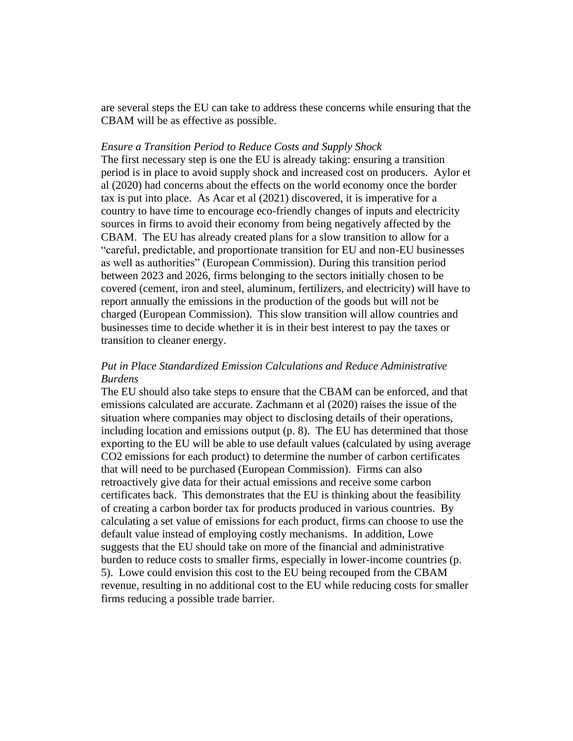are several steps the EU can take to address these concerns while ensuring that the CBAM will be as effective as possible.

*Ensure a Transition Period to Reduce Costs and Supply Shock*

The first necessary step is one the EU is already taking: ensuring a transition period is in place to avoid supply shock and increased cost on producers. Aylor et al (2020) had concerns about the effects on the world economy once the border tax is put into place. As Acar et al (2021) discovered, it is imperative for a country to have time to encourage eco-friendly changes of inputs and electricity sources in firms to avoid their economy from being negatively affected by the CBAM. The EU has already created plans for a slow transition to allow for a "careful, predictable, and proportionate transition for EU and non-EU businesses as well as authorities" (European Commission). During this transition period between 2023 and 2026, firms belonging to the sectors initially chosen to be covered (cement, iron and steel, aluminum, fertilizers, and electricity) will have to report annually the emissions in the production of the goods but will not be charged (European Commission). This slow transition will allow countries and businesses time to decide whether it is in their best interest to pay the taxes or transition to cleaner energy.

*Put in Place Standardized Emission Calculations and Reduce Administrative Burdens*

The EU should also take steps to ensure that the CBAM can be enforced, and that emissions calculated are accurate. Zachmann et al (2020) raises the issue of the situation where companies may object to disclosing details of their operations, including location and emissions output (p. 8). The EU has determined that those exporting to the EU will be able to use default values (calculated by using average $CO_2$ emissions for each product) to determine the number of carbon certificates that will need to be purchased (European Commission). Firms can also retroactively give data for their actual emissions and receive some carbon certificates back. This demonstrates that the EU is thinking about the feasibility of creating a carbon border tax for products produced in various countries. By calculating a set value of emissions for each product, firms can choose to use the default value instead of employing costly mechanisms. In addition, Lowe suggests that the EU should take on more of the financial and administrative burden to reduce costs to smaller firms, especially in lower-income countries (p. 5). Lowe could envision this cost to the EU being recouped from the CBAM revenue, resulting in no additional cost to the EU while reducing costs for smaller firms reducing a possible trade barrier.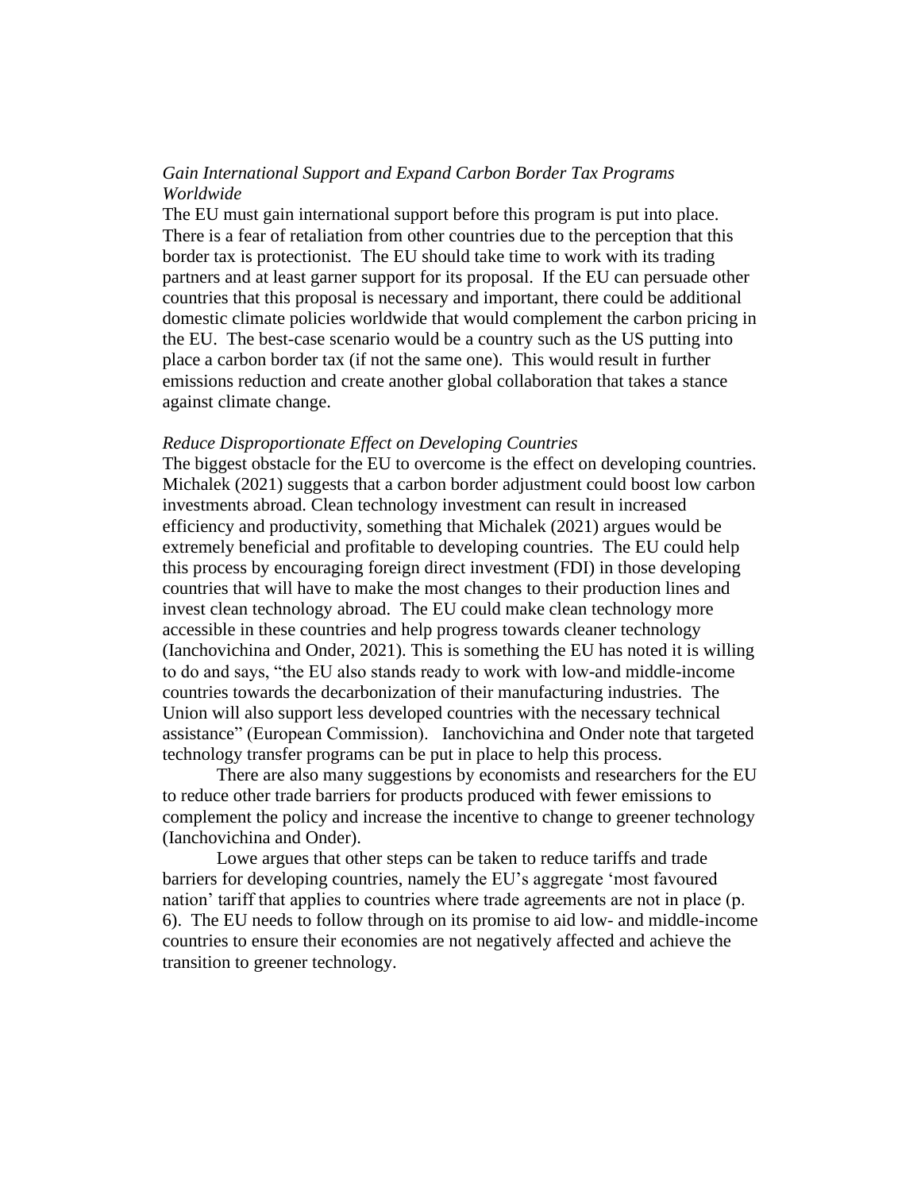*Gain International Support and Expand Carbon Border Tax Programs Worldwide*

The EU must gain international support before this program is put into place. There is a fear of retaliation from other countries due to the perception that this border tax is protectionist. The EU should take time to work with its trading partners and at least garner support for its proposal. If the EU can persuade other countries that this proposal is necessary and important, there could be additional domestic climate policies worldwide that would complement the carbon pricing in the EU. The best-case scenario would be a country such as the US putting into place a carbon border tax (if not the same one). This would result in further emissions reduction and create another global collaboration that takes a stance against climate change.

*Reduce Disproportionate Effect on Developing Countries*

The biggest obstacle for the EU to overcome is the effect on developing countries. Michalek (2021) suggests that a carbon border adjustment could boost low carbon investments abroad. Clean technology investment can result in increased efficiency and productivity, something that Michalek (2021) argues would be extremely beneficial and profitable to developing countries. The EU could help this process by encouraging foreign direct investment (FDI) in those developing countries that will have to make the most changes to their production lines and invest clean technology abroad. The EU could make clean technology more accessible in these countries and help progress towards cleaner technology (Ianchovichina and Onder, 2021). This is something the EU has noted it is willing to do and says, "the EU also stands ready to work with low-and middle-income countries towards the decarbonization of their manufacturing industries. The Union will also support less developed countries with the necessary technical assistance" (European Commission). Ianchovichina and Onder note that targeted technology transfer programs can be put in place to help this process.

There are also many suggestions by economists and researchers for the EU to reduce other trade barriers for products produced with fewer emissions to complement the policy and increase the incentive to change to greener technology (Ianchovichina and Onder).

Lowe argues that other steps can be taken to reduce tariffs and trade barriers for developing countries, namely the EU's aggregate 'most favoured nation' tariff that applies to countries where trade agreements are not in place (p. 6). The EU needs to follow through on its promise to aid low- and middle-income countries to ensure their economies are not negatively affected and achieve the transition to greener technology.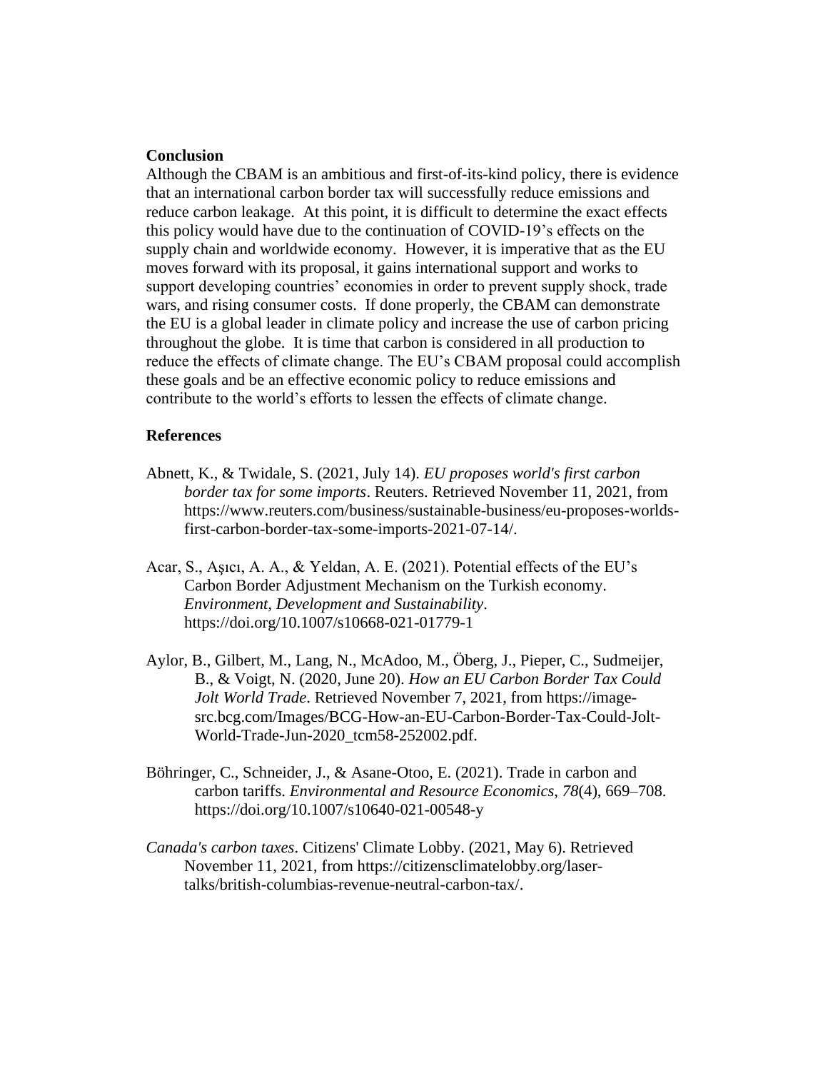## Conclusion

Although the CBAM is an ambitious and first-of-its-kind policy, there is evidence that an international carbon border tax will successfully reduce emissions and reduce carbon leakage. At this point, it is difficult to determine the exact effects this policy would have due to the continuation of COVID-19's effects on the supply chain and worldwide economy. However, it is imperative that as the EU moves forward with its proposal, it gains international support and works to support developing countries' economies in order to prevent supply shock, trade wars, and rising consumer costs. If done properly, the CBAM can demonstrate the EU is a global leader in climate policy and increase the use of carbon pricing throughout the globe. It is time that carbon is considered in all production to reduce the effects of climate change. The EU's CBAM proposal could accomplish these goals and be an effective economic policy to reduce emissions and contribute to the world's efforts to lessen the effects of climate change.

## References

Abnett, K., & Twidale, S. (2021, July 14). *EU proposes world's first carbon border tax for some imports*. Reuters. Retrieved November 11, 2021, from https://www.reuters.com/business/sustainable-business/eu-proposes-worlds-first-carbon-border-tax-some-imports-2021-07-14/.

Acar, S., Aşıcı, A. A., & Yeldan, A. E. (2021). Potential effects of the EU's Carbon Border Adjustment Mechanism on the Turkish economy. *Environment, Development and Sustainability*. https://doi.org/10.1007/s10668-021-01779-1

Aylor, B., Gilbert, M., Lang, N., McAdoo, M., Öberg, J., Pieper, C., Sudmeijer, B., & Voigt, N. (2020, June 20). *How an EU Carbon Border Tax Could Jolt World Trade*. Retrieved November 7, 2021, from https://image-src.bcg.com/Images/BCG-How-an-EU-Carbon-Border-Tax-Could-Jolt-World-Trade-Jun-2020_tcm58-252002.pdf.

Böhringer, C., Schneider, J., & Asane-Otoo, E. (2021). Trade in carbon and carbon tariffs. *Environmental and Resource Economics*, *78*(4), 669–708. https://doi.org/10.1007/s10640-021-00548-y

*Canada's carbon taxes*. Citizens' Climate Lobby. (2021, May 6). Retrieved November 11, 2021, from https://citizensclimatelobby.org/laser-talks/british-columbias-revenue-neutral-carbon-tax/.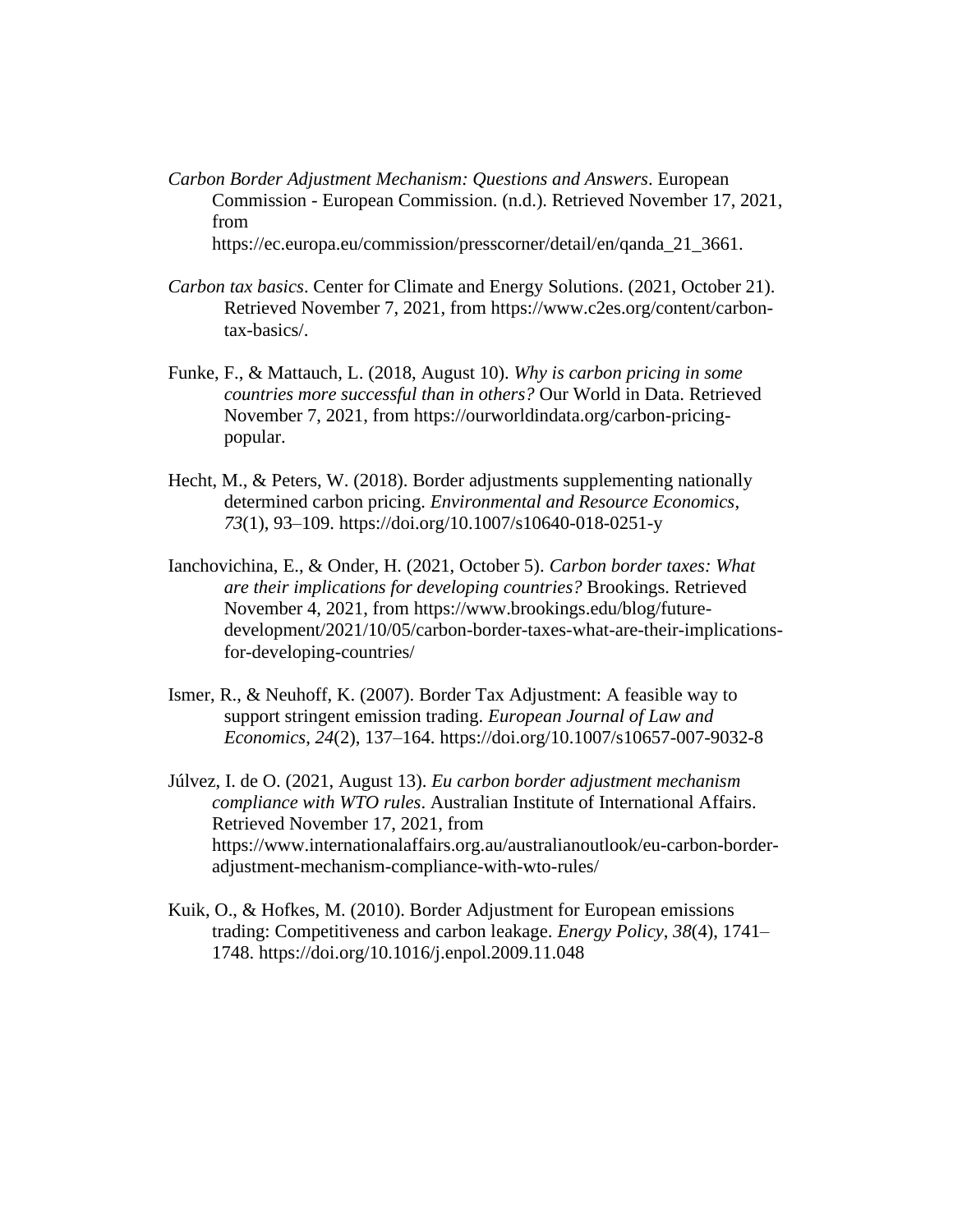*Carbon Border Adjustment Mechanism: Questions and Answers*. European Commission - European Commission. (n.d.). Retrieved November 17, 2021, from https://ec.europa.eu/commission/presscorner/detail/en/qanda_21_3661.

*Carbon tax basics*. Center for Climate and Energy Solutions. (2021, October 21). Retrieved November 7, 2021, from https://www.c2es.org/content/carbon-tax-basics/.

Funke, F., & Mattauch, L. (2018, August 10). *Why is carbon pricing in some countries more successful than in others?* Our World in Data. Retrieved November 7, 2021, from https://ourworldindata.org/carbon-pricing-popular.

Hecht, M., & Peters, W. (2018). Border adjustments supplementing nationally determined carbon pricing. *Environmental and Resource Economics*, *73*(1), 93–109. https://doi.org/10.1007/s10640-018-0251-y

Ianchovichina, E., & Onder, H. (2021, October 5). *Carbon border taxes: What are their implications for developing countries?* Brookings. Retrieved November 4, 2021, from https://www.brookings.edu/blog/future-development/2021/10/05/carbon-border-taxes-what-are-their-implications-for-developing-countries/

Ismer, R., & Neuhoff, K. (2007). Border Tax Adjustment: A feasible way to support stringent emission trading. *European Journal of Law and Economics*, *24*(2), 137–164. https://doi.org/10.1007/s10657-007-9032-8

Júlvez, I. de O. (2021, August 13). *Eu carbon border adjustment mechanism compliance with WTO rules*. Australian Institute of International Affairs. Retrieved November 17, 2021, from https://www.internationalaffairs.org.au/australianoutlook/eu-carbon-border-adjustment-mechanism-compliance-with-wto-rules/

Kuik, O., & Hofkes, M. (2010). Border Adjustment for European emissions trading: Competitiveness and carbon leakage. *Energy Policy*, *38*(4), 1741–1748. https://doi.org/10.1016/j.enpol.2009.11.048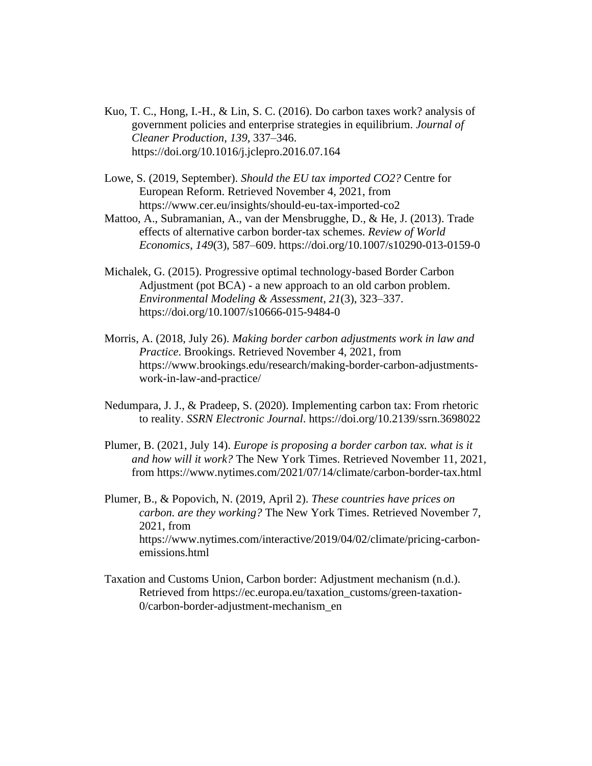Kuo, T. C., Hong, I.-H., & Lin, S. C. (2016). Do carbon taxes work? analysis of government policies and enterprise strategies in equilibrium. *Journal of Cleaner Production*, *139*, 337–346. https://doi.org/10.1016/j.jclepro.2016.07.164

Lowe, S. (2019, September). *Should the EU tax imported CO2?* Centre for European Reform. Retrieved November 4, 2021, from https://www.cer.eu/insights/should-eu-tax-imported-co2

Mattoo, A., Subramanian, A., van der Mensbrugghe, D., & He, J. (2013). Trade effects of alternative carbon border-tax schemes. *Review of World Economics*, *149*(3), 587–609. https://doi.org/10.1007/s10290-013-0159-0

Michalek, G. (2015). Progressive optimal technology-based Border Carbon Adjustment (pot BCA) - a new approach to an old carbon problem. *Environmental Modeling & Assessment*, *21*(3), 323–337. https://doi.org/10.1007/s10666-015-9484-0

Morris, A. (2018, July 26). *Making border carbon adjustments work in law and Practice*. Brookings. Retrieved November 4, 2021, from https://www.brookings.edu/research/making-border-carbon-adjustments-work-in-law-and-practice/

Nedumpara, J. J., & Pradeep, S. (2020). Implementing carbon tax: From rhetoric to reality. *SSRN Electronic Journal*. https://doi.org/10.2139/ssrn.3698022

Plumer, B. (2021, July 14). *Europe is proposing a border carbon tax. what is it and how will it work?* The New York Times. Retrieved November 11, 2021, from https://www.nytimes.com/2021/07/14/climate/carbon-border-tax.html

Plumer, B., & Popovich, N. (2019, April 2). *These countries have prices on carbon. are they working?* The New York Times. Retrieved November 7, 2021, from https://www.nytimes.com/interactive/2019/04/02/climate/pricing-carbon-emissions.html

Taxation and Customs Union, Carbon border: Adjustment mechanism (n.d.). Retrieved from https://ec.europa.eu/taxation_customs/green-taxation-0/carbon-border-adjustment-mechanism_en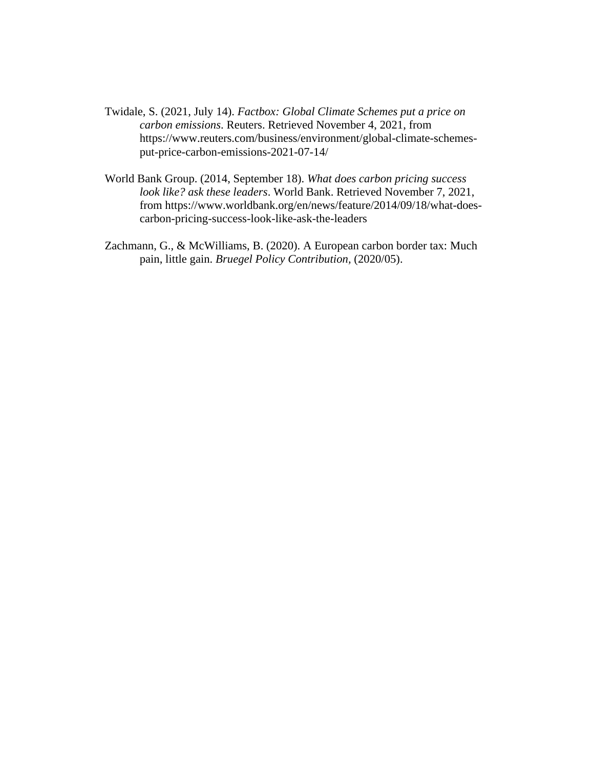Twidale, S. (2021, July 14). *Factbox: Global Climate Schemes put a price on carbon emissions*. Reuters. Retrieved November 4, 2021, from https://www.reuters.com/business/environment/global-climate-schemes-put-price-carbon-emissions-2021-07-14/

World Bank Group. (2014, September 18). *What does carbon pricing success look like? ask these leaders*. World Bank. Retrieved November 7, 2021, from https://www.worldbank.org/en/news/feature/2014/09/18/what-does-carbon-pricing-success-look-like-ask-the-leaders

Zachmann, G., & McWilliams, B. (2020). A European carbon border tax: Much pain, little gain. *Bruegel Policy Contribution*, (2020/05).